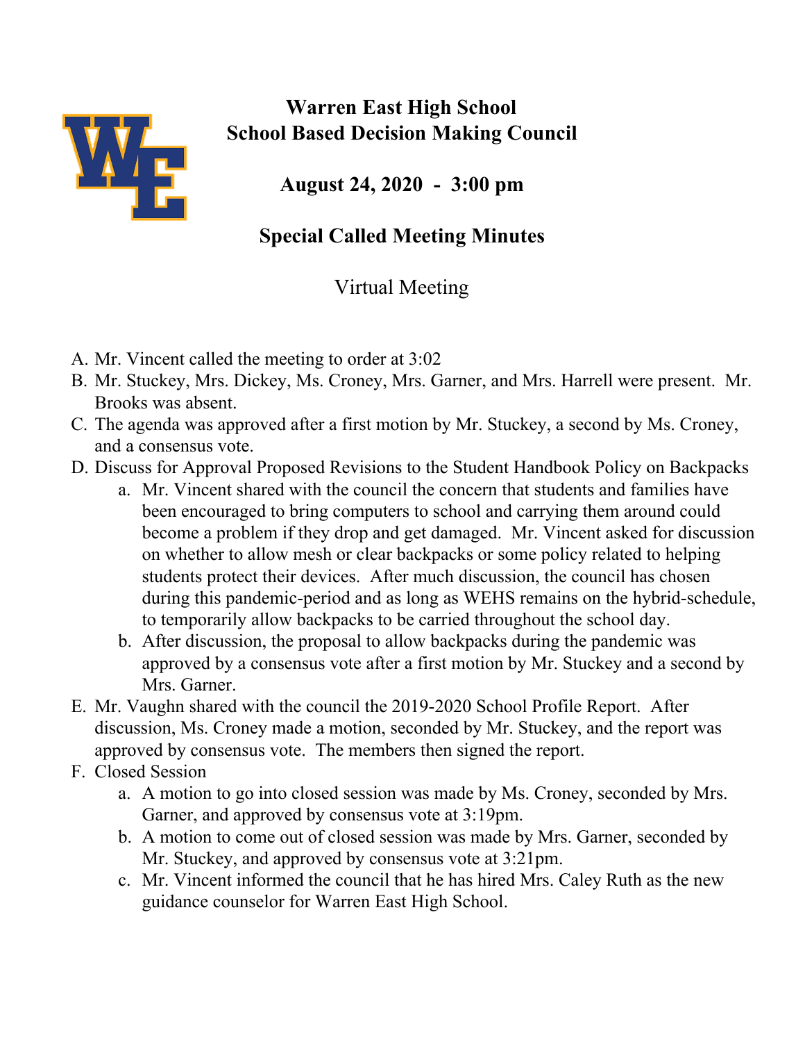# Warren East High School
# School Based Decision Making Council

## August 24, 2020 - 3:00 pm

## Special Called Meeting Minutes

Virtual Meeting

A. Mr. Vincent called the meeting to order at 3:02

B. Mr. Stuckey, Mrs. Dickey, Ms. Croney, Mrs. Garner, and Mrs. Harrell were present. Mr. Brooks was absent.

C. The agenda was approved after a first motion by Mr. Stuckey, a second by Ms. Croney, and a consensus vote.

D. Discuss for Approval Proposed Revisions to the Student Handbook Policy on Backpacks
   a. Mr. Vincent shared with the council the concern that students and families have been encouraged to bring computers to school and carrying them around could become a problem if they drop and get damaged. Mr. Vincent asked for discussion on whether to allow mesh or clear backpacks or some policy related to helping students protect their devices. After much discussion, the council has chosen during this pandemic-period and as long as WEHS remains on the hybrid-schedule, to temporarily allow backpacks to be carried throughout the school day.
   b. After discussion, the proposal to allow backpacks during the pandemic was approved by a consensus vote after a first motion by Mr. Stuckey and a second by Mrs. Garner.

E. Mr. Vaughn shared with the council the 2019-2020 School Profile Report. After discussion, Ms. Croney made a motion, seconded by Mr. Stuckey, and the report was approved by consensus vote. The members then signed the report.

F. Closed Session
   a. A motion to go into closed session was made by Ms. Croney, seconded by Mrs. Garner, and approved by consensus vote at 3:19pm.
   b. A motion to come out of closed session was made by Mrs. Garner, seconded by Mr. Stuckey, and approved by consensus vote at 3:21pm.
   c. Mr. Vincent informed the council that he has hired Mrs. Caley Ruth as the new guidance counselor for Warren East High School.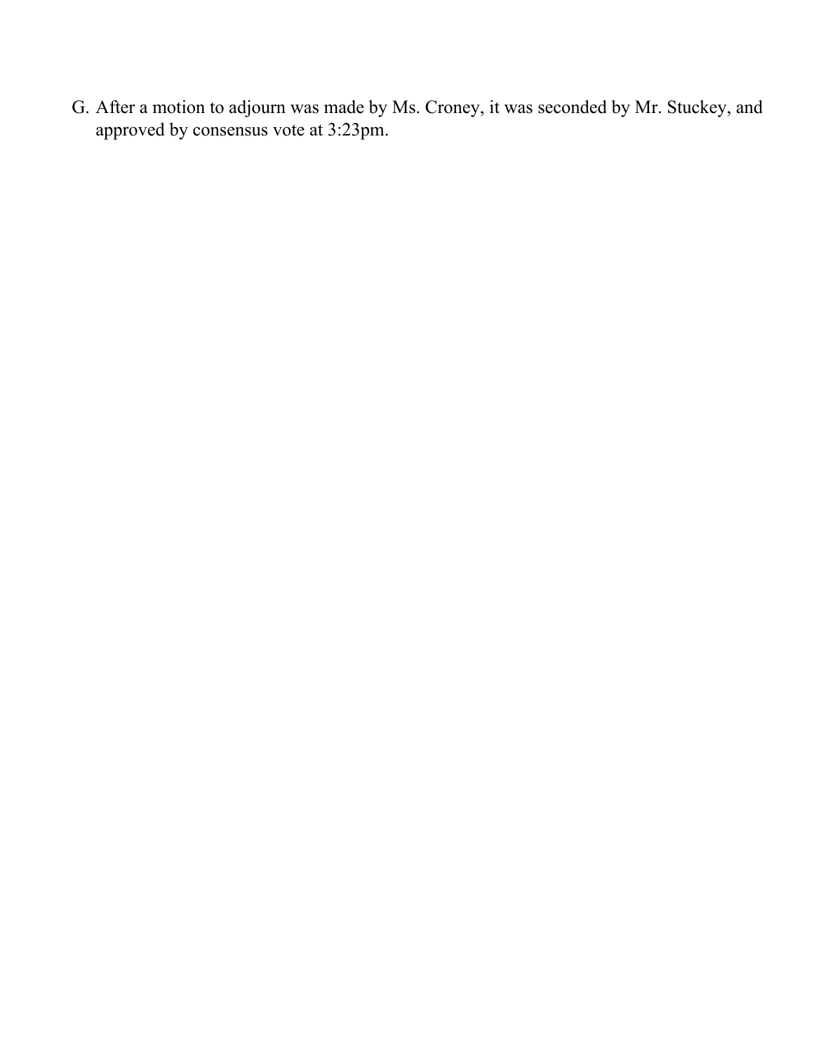G. After a motion to adjourn was made by Ms. Croney, it was seconded by Mr. Stuckey, and approved by consensus vote at 3:23pm.